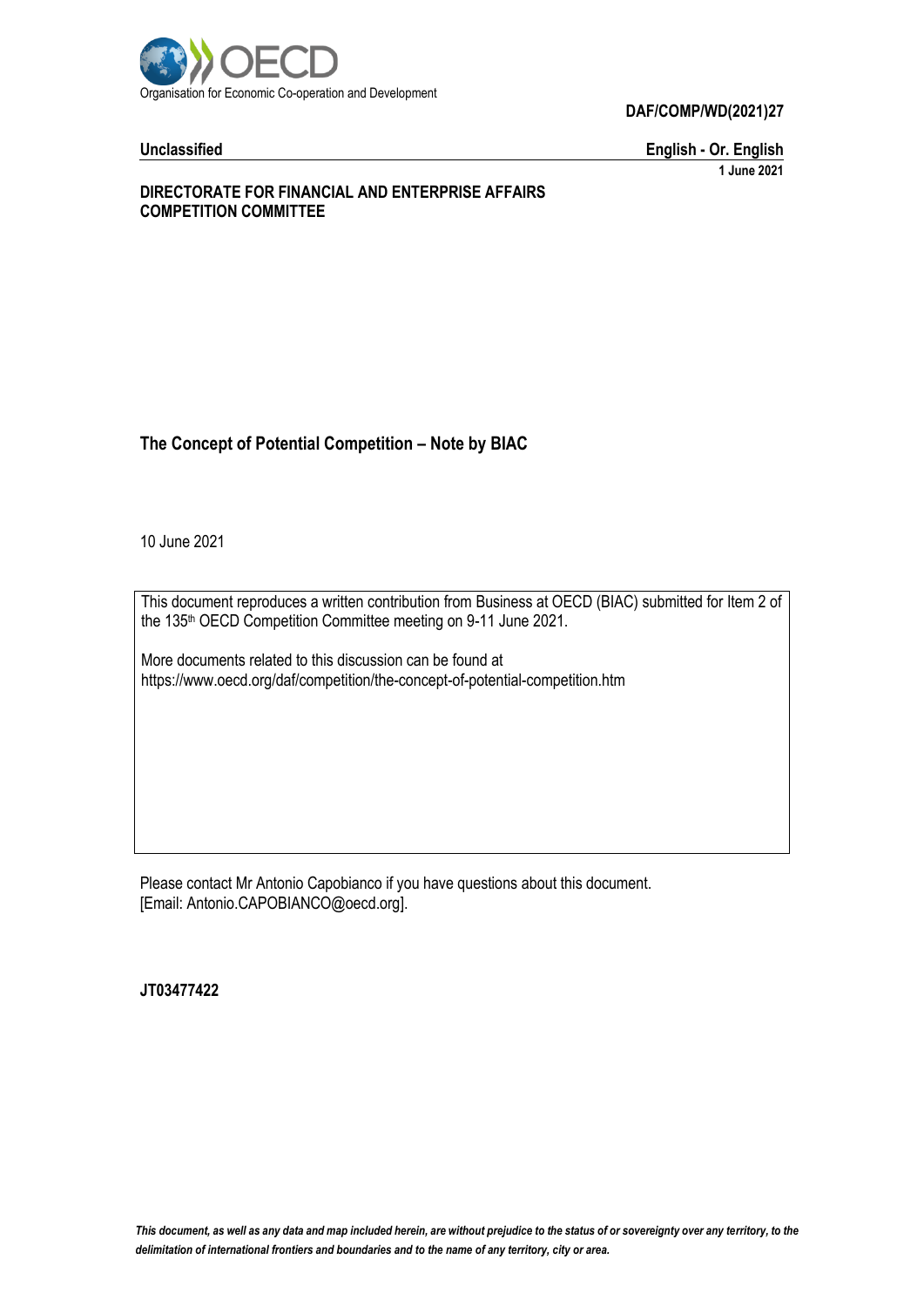Organisation for Economic Co-operation and Development

**DAF/COMP/WD(2021)27**

**Unclassified** **English - Or. English**

**1 June 2021**

**DIRECTORATE FOR FINANCIAL AND ENTERPRISE AFFAIRS**
**COMPETITION COMMITTEE**

# The Concept of Potential Competition – Note by BIAC

10 June 2021

This document reproduces a written contribution from Business at OECD (BIAC) submitted for Item 2 of the 135th OECD Competition Committee meeting on 9-11 June 2021.

More documents related to this discussion can be found at
https://www.oecd.org/daf/competition/the-concept-of-potential-competition.htm

Please contact Mr Antonio Capobianco if you have questions about this document.
[Email: Antonio.CAPOBIANCO@oecd.org].

**JT03477422**

*This document, as well as any data and map included herein, are without prejudice to the status of or sovereignty over any territory, to the delimitation of international frontiers and boundaries and to the name of any territory, city or area.*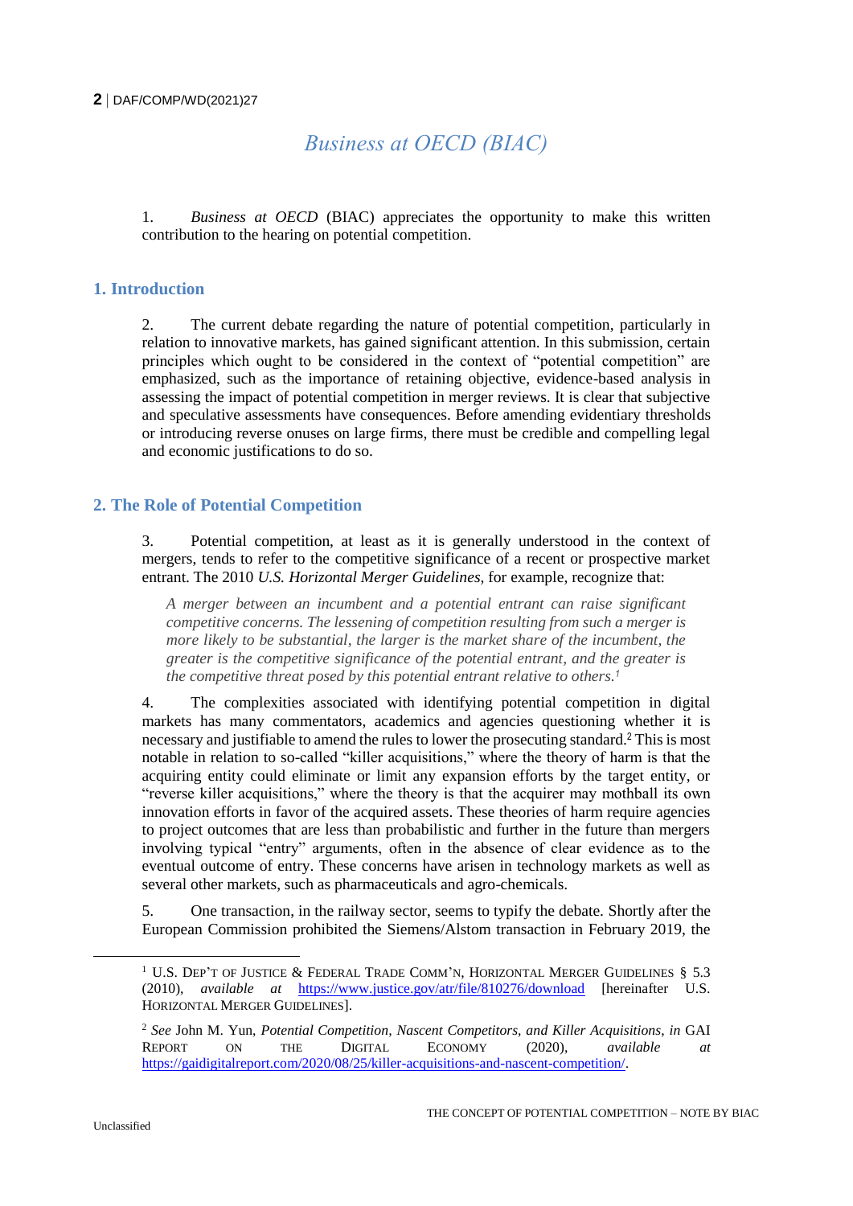# *Business at OECD (BIAC)*

1. *Business at OECD* (BIAC) appreciates the opportunity to make this written contribution to the hearing on potential competition.

## 1. Introduction

2. The current debate regarding the nature of potential competition, particularly in relation to innovative markets, has gained significant attention. In this submission, certain principles which ought to be considered in the context of "potential competition" are emphasized, such as the importance of retaining objective, evidence-based analysis in assessing the impact of potential competition in merger reviews. It is clear that subjective and speculative assessments have consequences. Before amending evidentiary thresholds or introducing reverse onuses on large firms, there must be credible and compelling legal and economic justifications to do so.

## 2. The Role of Potential Competition

3. Potential competition, at least as it is generally understood in the context of mergers, tends to refer to the competitive significance of a recent or prospective market entrant. The 2010 *U.S. Horizontal Merger Guidelines*, for example, recognize that:

> *A merger between an incumbent and a potential entrant can raise significant competitive concerns. The lessening of competition resulting from such a merger is more likely to be substantial, the larger is the market share of the incumbent, the greater is the competitive significance of the potential entrant, and the greater is the competitive threat posed by this potential entrant relative to others.*[1]

4. The complexities associated with identifying potential competition in digital markets has many commentators, academics and agencies questioning whether it is necessary and justifiable to amend the rules to lower the prosecuting standard.[2] This is most notable in relation to so-called "killer acquisitions," where the theory of harm is that the acquiring entity could eliminate or limit any expansion efforts by the target entity, or "reverse killer acquisitions," where the theory is that the acquirer may mothball its own innovation efforts in favor of the acquired assets. These theories of harm require agencies to project outcomes that are less than probabilistic and further in the future than mergers involving typical "entry" arguments, often in the absence of clear evidence as to the eventual outcome of entry. These concerns have arisen in technology markets as well as several other markets, such as pharmaceuticals and agro-chemicals.

5. One transaction, in the railway sector, seems to typify the debate. Shortly after the European Commission prohibited the Siemens/Alstom transaction in February 2019, the

---

[1] U.S. Dep't of Justice & Federal Trade Comm'n, Horizontal Merger Guidelines § 5.3 (2010), *available at* https://www.justice.gov/atr/file/810276/download [hereinafter U.S. Horizontal Merger Guidelines].

[2] *See* John M. Yun, *Potential Competition, Nascent Competitors, and Killer Acquisitions*, *in* GAI Report on the Digital Economy (2020), *available at* https://gaidigitalreport.com/2020/08/25/killer-acquisitions-and-nascent-competition/.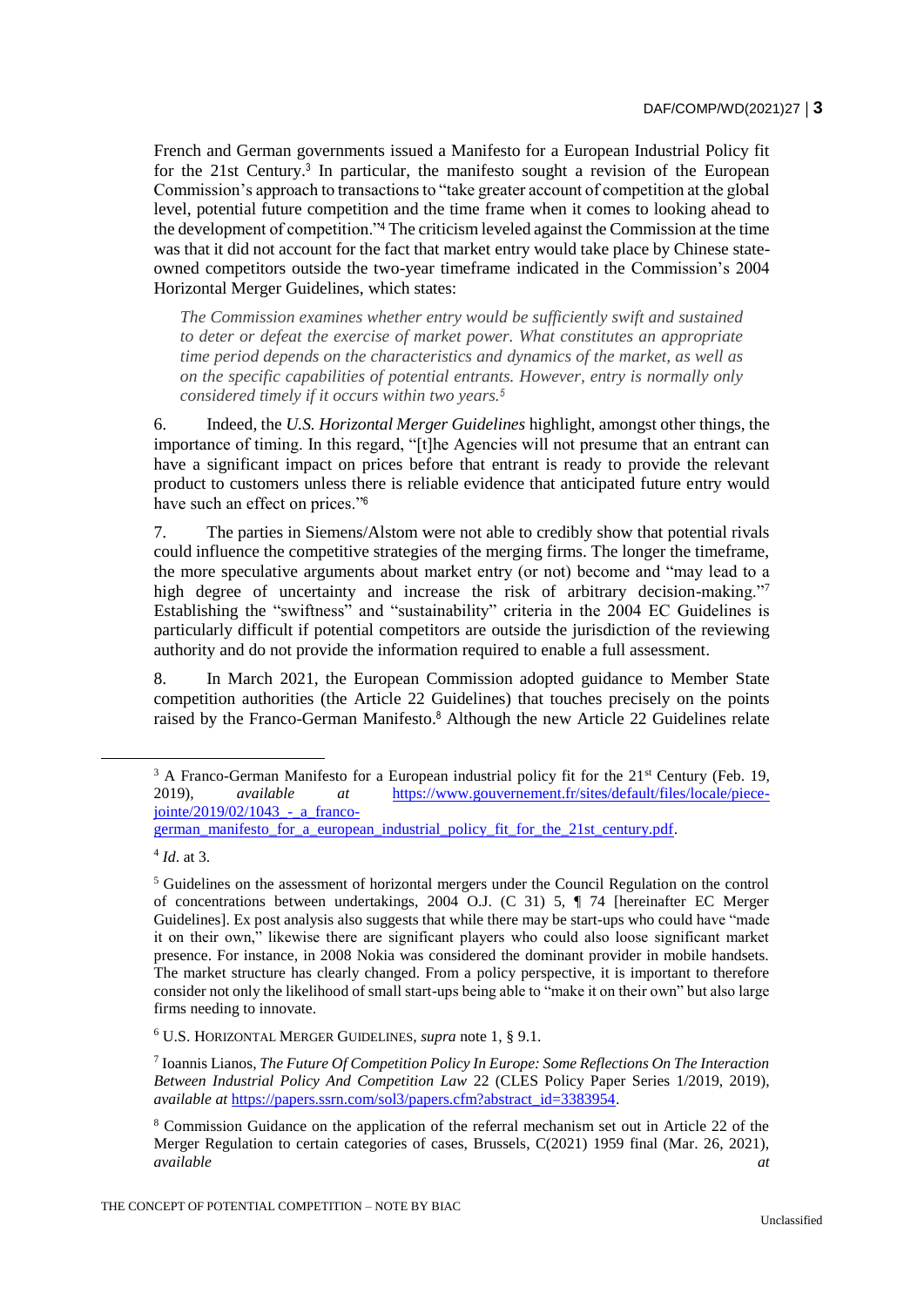French and German governments issued a Manifesto for a European Industrial Policy fit for the 21st Century.[3] In particular, the manifesto sought a revision of the European Commission's approach to transactions to "take greater account of competition at the global level, potential future competition and the time frame when it comes to looking ahead to the development of competition."[4] The criticism leveled against the Commission at the time was that it did not account for the fact that market entry would take place by Chinese state-owned competitors outside the two-year timeframe indicated in the Commission's 2004 Horizontal Merger Guidelines, which states:

> *The Commission examines whether entry would be sufficiently swift and sustained to deter or defeat the exercise of market power. What constitutes an appropriate time period depends on the characteristics and dynamics of the market, as well as on the specific capabilities of potential entrants. However, entry is normally only considered timely if it occurs within two years.[5]*

6. Indeed, the *U.S. Horizontal Merger Guidelines* highlight, amongst other things, the importance of timing. In this regard, "[t]he Agencies will not presume that an entrant can have a significant impact on prices before that entrant is ready to provide the relevant product to customers unless there is reliable evidence that anticipated future entry would have such an effect on prices."[6]

7. The parties in Siemens/Alstom were not able to credibly show that potential rivals could influence the competitive strategies of the merging firms. The longer the timeframe, the more speculative arguments about market entry (or not) become and "may lead to a high degree of uncertainty and increase the risk of arbitrary decision-making."[7] Establishing the "swiftness" and "sustainability" criteria in the 2004 EC Guidelines is particularly difficult if potential competitors are outside the jurisdiction of the reviewing authority and do not provide the information required to enable a full assessment.

8. In March 2021, the European Commission adopted guidance to Member State competition authorities (the Article 22 Guidelines) that touches precisely on the points raised by the Franco-German Manifesto.[8] Although the new Article 22 Guidelines relate

---

[3] A Franco-German Manifesto for a European industrial policy fit for the 21st Century (Feb. 19, 2019), *available at* https://www.gouvernement.fr/sites/default/files/locale/piece-jointe/2019/02/1043_-_a_franco-german_manifesto_for_a_european_industrial_policy_fit_for_the_21st_century.pdf.

[4] *Id*. at 3.

[5] Guidelines on the assessment of horizontal mergers under the Council Regulation on the control of concentrations between undertakings, 2004 O.J. (C 31) 5, ¶ 74 [hereinafter EC Merger Guidelines]. Ex post analysis also suggests that while there may be start-ups who could have "made it on their own," likewise there are significant players who could also loose significant market presence. For instance, in 2008 Nokia was considered the dominant provider in mobile handsets. The market structure has clearly changed. From a policy perspective, it is important to therefore consider not only the likelihood of small start-ups being able to "make it on their own" but also large firms needing to innovate.

[6] U.S. HORIZONTAL MERGER GUIDELINES, *supra* note 1, § 9.1.

[7] Ioannis Lianos, *The Future Of Competition Policy In Europe: Some Reflections On The Interaction Between Industrial Policy And Competition Law* 22 (CLES Policy Paper Series 1/2019, 2019), *available at* https://papers.ssrn.com/sol3/papers.cfm?abstract_id=3383954.

[8] Commission Guidance on the application of the referral mechanism set out in Article 22 of the Merger Regulation to certain categories of cases, Brussels, C(2021) 1959 final (Mar. 26, 2021), *available at*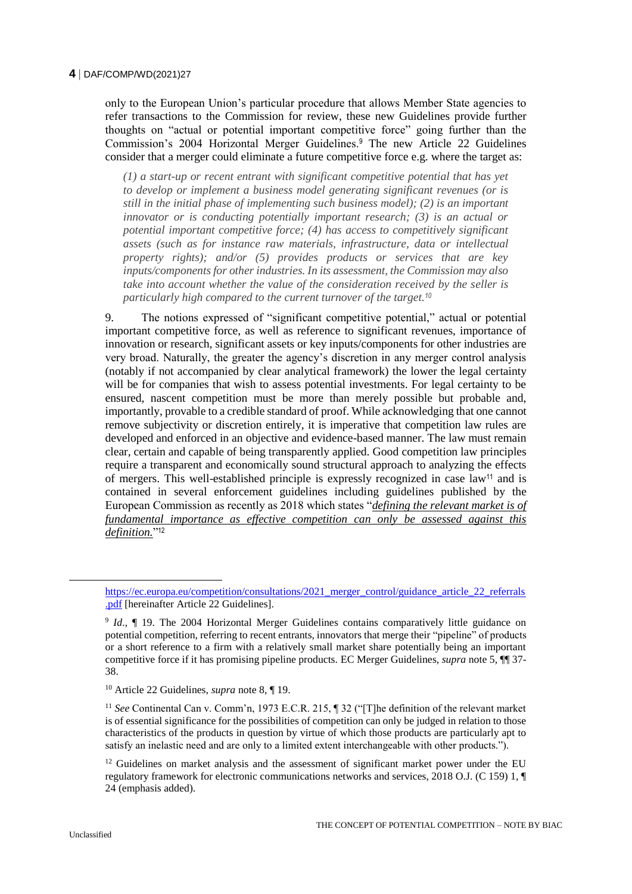only to the European Union's particular procedure that allows Member State agencies to refer transactions to the Commission for review, these new Guidelines provide further thoughts on "actual or potential important competitive force" going further than the Commission's 2004 Horizontal Merger Guidelines.[9] The new Article 22 Guidelines consider that a merger could eliminate a future competitive force e.g. where the target as:

> *(1) a start-up or recent entrant with significant competitive potential that has yet to develop or implement a business model generating significant revenues (or is still in the initial phase of implementing such business model); (2) is an important innovator or is conducting potentially important research; (3) is an actual or potential important competitive force; (4) has access to competitively significant assets (such as for instance raw materials, infrastructure, data or intellectual property rights); and/or (5) provides products or services that are key inputs/components for other industries. In its assessment, the Commission may also take into account whether the value of the consideration received by the seller is particularly high compared to the current turnover of the target.*[10]

9. The notions expressed of "significant competitive potential," actual or potential important competitive force, as well as reference to significant revenues, importance of innovation or research, significant assets or key inputs/components for other industries are very broad. Naturally, the greater the agency's discretion in any merger control analysis (notably if not accompanied by clear analytical framework) the lower the legal certainty will be for companies that wish to assess potential investments. For legal certainty to be ensured, nascent competition must be more than merely possible but probable and, importantly, provable to a credible standard of proof. While acknowledging that one cannot remove subjectivity or discretion entirely, it is imperative that competition law rules are developed and enforced in an objective and evidence-based manner. The law must remain clear, certain and capable of being transparently applied. Good competition law principles require a transparent and economically sound structural approach to analyzing the effects of mergers. This well-established principle is expressly recognized in case law[11] and is contained in several enforcement guidelines including guidelines published by the European Commission as recently as 2018 which states "*defining the relevant market is of fundamental importance as effective competition can only be assessed against this definition.*"[12]

---

https://ec.europa.eu/competition/consultations/2021_merger_control/guidance_article_22_referrals.pdf [hereinafter Article 22 Guidelines].

[9] *Id*., ¶ 19. The 2004 Horizontal Merger Guidelines contains comparatively little guidance on potential competition, referring to recent entrants, innovators that merge their "pipeline" of products or a short reference to a firm with a relatively small market share potentially being an important competitive force if it has promising pipeline products. EC Merger Guidelines, *supra* note 5, ¶¶ 37-38.

[10] Article 22 Guidelines, *supra* note 8, ¶ 19.

[11] *See* Continental Can v. Comm'n, 1973 E.C.R. 215, ¶ 32 ("[T]he definition of the relevant market is of essential significance for the possibilities of competition can only be judged in relation to those characteristics of the products in question by virtue of which those products are particularly apt to satisfy an inelastic need and are only to a limited extent interchangeable with other products.").

[12] Guidelines on market analysis and the assessment of significant market power under the EU regulatory framework for electronic communications networks and services, 2018 O.J. (C 159) 1, ¶ 24 (emphasis added).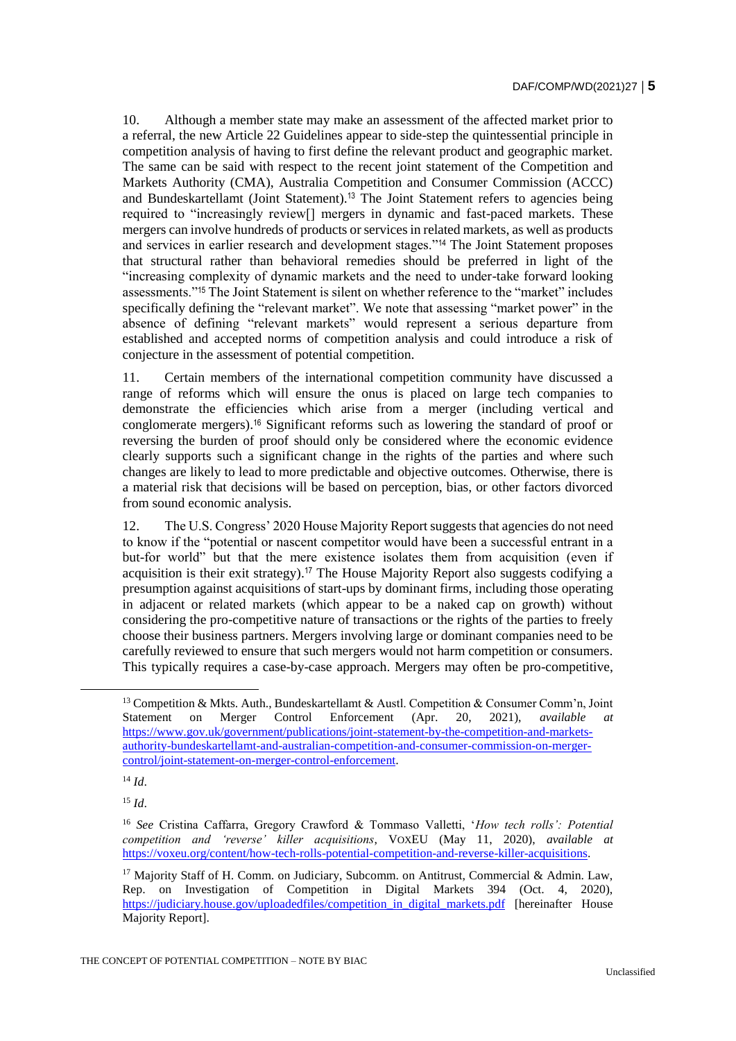10. Although a member state may make an assessment of the affected market prior to a referral, the new Article 22 Guidelines appear to side-step the quintessential principle in competition analysis of having to first define the relevant product and geographic market. The same can be said with respect to the recent joint statement of the Competition and Markets Authority (CMA), Australia Competition and Consumer Commission (ACCC) and Bundeskartellamt (Joint Statement).[13] The Joint Statement refers to agencies being required to "increasingly review[] mergers in dynamic and fast-paced markets. These mergers can involve hundreds of products or services in related markets, as well as products and services in earlier research and development stages."[14] The Joint Statement proposes that structural rather than behavioral remedies should be preferred in light of the "increasing complexity of dynamic markets and the need to under-take forward looking assessments."[15] The Joint Statement is silent on whether reference to the "market" includes specifically defining the "relevant market". We note that assessing "market power" in the absence of defining "relevant markets" would represent a serious departure from established and accepted norms of competition analysis and could introduce a risk of conjecture in the assessment of potential competition.

11. Certain members of the international competition community have discussed a range of reforms which will ensure the onus is placed on large tech companies to demonstrate the efficiencies which arise from a merger (including vertical and conglomerate mergers).[16] Significant reforms such as lowering the standard of proof or reversing the burden of proof should only be considered where the economic evidence clearly supports such a significant change in the rights of the parties and where such changes are likely to lead to more predictable and objective outcomes. Otherwise, there is a material risk that decisions will be based on perception, bias, or other factors divorced from sound economic analysis.

12. The U.S. Congress' 2020 House Majority Report suggests that agencies do not need to know if the "potential or nascent competitor would have been a successful entrant in a but-for world" but that the mere existence isolates them from acquisition (even if acquisition is their exit strategy).[17] The House Majority Report also suggests codifying a presumption against acquisitions of start-ups by dominant firms, including those operating in adjacent or related markets (which appear to be a naked cap on growth) without considering the pro-competitive nature of transactions or the rights of the parties to freely choose their business partners. Mergers involving large or dominant companies need to be carefully reviewed to ensure that such mergers would not harm competition or consumers. This typically requires a case-by-case approach. Mergers may often be pro-competitive,

---

[13] Competition & Mkts. Auth., Bundeskartellamt & Austl. Competition & Consumer Comm'n, Joint Statement on Merger Control Enforcement (Apr. 20, 2021), *available at* https://www.gov.uk/government/publications/joint-statement-by-the-competition-and-markets-authority-bundeskartellamt-and-australian-competition-and-consumer-commission-on-merger-control/joint-statement-on-merger-control-enforcement.

[14] *Id.*

[15] *Id.*

[16] *See* Cristina Caffarra, Gregory Crawford & Tommaso Valletti, '*How tech rolls': Potential competition and 'reverse' killer acquisitions*, VOXEU (May 11, 2020), *available at* https://voxeu.org/content/how-tech-rolls-potential-competition-and-reverse-killer-acquisitions.

[17] Majority Staff of H. Comm. on Judiciary, Subcomm. on Antitrust, Commercial & Admin. Law, Rep. on Investigation of Competition in Digital Markets 394 (Oct. 4, 2020), https://judiciary.house.gov/uploadedfiles/competition_in_digital_markets.pdf [hereinafter House Majority Report].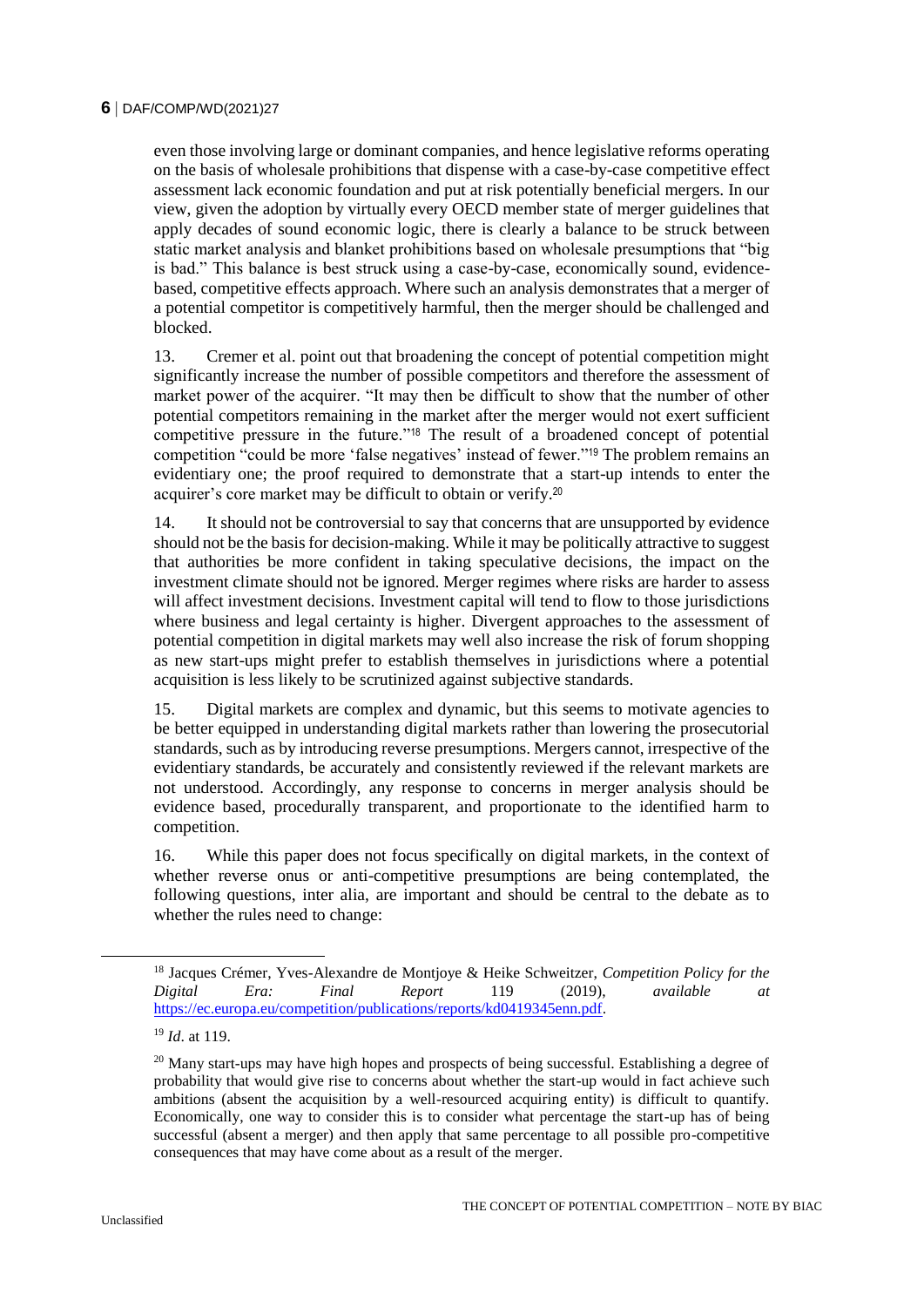even those involving large or dominant companies, and hence legislative reforms operating on the basis of wholesale prohibitions that dispense with a case-by-case competitive effect assessment lack economic foundation and put at risk potentially beneficial mergers. In our view, given the adoption by virtually every OECD member state of merger guidelines that apply decades of sound economic logic, there is clearly a balance to be struck between static market analysis and blanket prohibitions based on wholesale presumptions that "big is bad." This balance is best struck using a case-by-case, economically sound, evidence-based, competitive effects approach. Where such an analysis demonstrates that a merger of a potential competitor is competitively harmful, then the merger should be challenged and blocked.

13. Cremer et al. point out that broadening the concept of potential competition might significantly increase the number of possible competitors and therefore the assessment of market power of the acquirer. "It may then be difficult to show that the number of other potential competitors remaining in the market after the merger would not exert sufficient competitive pressure in the future."[18] The result of a broadened concept of potential competition "could be more 'false negatives' instead of fewer."[19] The problem remains an evidentiary one; the proof required to demonstrate that a start-up intends to enter the acquirer's core market may be difficult to obtain or verify.[20]

14. It should not be controversial to say that concerns that are unsupported by evidence should not be the basis for decision-making. While it may be politically attractive to suggest that authorities be more confident in taking speculative decisions, the impact on the investment climate should not be ignored. Merger regimes where risks are harder to assess will affect investment decisions. Investment capital will tend to flow to those jurisdictions where business and legal certainty is higher. Divergent approaches to the assessment of potential competition in digital markets may well also increase the risk of forum shopping as new start-ups might prefer to establish themselves in jurisdictions where a potential acquisition is less likely to be scrutinized against subjective standards.

15. Digital markets are complex and dynamic, but this seems to motivate agencies to be better equipped in understanding digital markets rather than lowering the prosecutorial standards, such as by introducing reverse presumptions. Mergers cannot, irrespective of the evidentiary standards, be accurately and consistently reviewed if the relevant markets are not understood. Accordingly, any response to concerns in merger analysis should be evidence based, procedurally transparent, and proportionate to the identified harm to competition.

16. While this paper does not focus specifically on digital markets, in the context of whether reverse onus or anti-competitive presumptions are being contemplated, the following questions, inter alia, are important and should be central to the debate as to whether the rules need to change:

---

[18] Jacques Crémer, Yves-Alexandre de Montjoye & Heike Schweitzer, *Competition Policy for the Digital Era: Final Report* 119 (2019), *available at* https://ec.europa.eu/competition/publications/reports/kd0419345enn.pdf.

[19] *Id*. at 119.

[20] Many start-ups may have high hopes and prospects of being successful. Establishing a degree of probability that would give rise to concerns about whether the start-up would in fact achieve such ambitions (absent the acquisition by a well-resourced acquiring entity) is difficult to quantify. Economically, one way to consider this is to consider what percentage the start-up has of being successful (absent a merger) and then apply that same percentage to all possible pro-competitive consequences that may have come about as a result of the merger.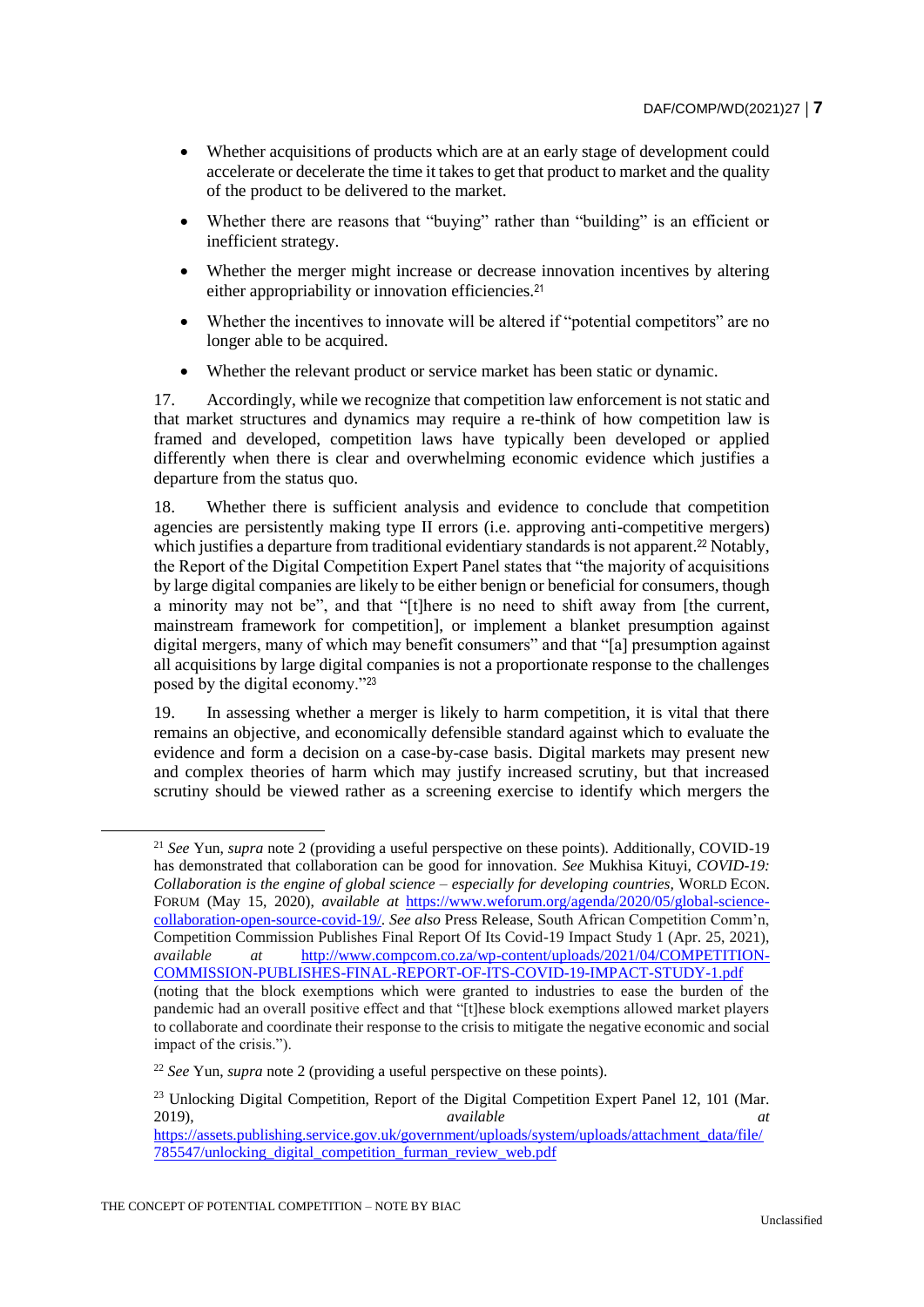- Whether acquisitions of products which are at an early stage of development could accelerate or decelerate the time it takes to get that product to market and the quality of the product to be delivered to the market.
- Whether there are reasons that "buying" rather than "building" is an efficient or inefficient strategy.
- Whether the merger might increase or decrease innovation incentives by altering either appropriability or innovation efficiencies.[21]
- Whether the incentives to innovate will be altered if "potential competitors" are no longer able to be acquired.
- Whether the relevant product or service market has been static or dynamic.

17. Accordingly, while we recognize that competition law enforcement is not static and that market structures and dynamics may require a re-think of how competition law is framed and developed, competition laws have typically been developed or applied differently when there is clear and overwhelming economic evidence which justifies a departure from the status quo.

18. Whether there is sufficient analysis and evidence to conclude that competition agencies are persistently making type II errors (i.e. approving anti-competitive mergers) which justifies a departure from traditional evidentiary standards is not apparent.[22] Notably, the Report of the Digital Competition Expert Panel states that "the majority of acquisitions by large digital companies are likely to be either benign or beneficial for consumers, though a minority may not be", and that "[t]here is no need to shift away from [the current, mainstream framework for competition], or implement a blanket presumption against digital mergers, many of which may benefit consumers" and that "[a] presumption against all acquisitions by large digital companies is not a proportionate response to the challenges posed by the digital economy."[23]

19. In assessing whether a merger is likely to harm competition, it is vital that there remains an objective, and economically defensible standard against which to evaluate the evidence and form a decision on a case-by-case basis. Digital markets may present new and complex theories of harm which may justify increased scrutiny, but that increased scrutiny should be viewed rather as a screening exercise to identify which mergers the

---

[21] *See* Yun, *supra* note 2 (providing a useful perspective on these points). Additionally, COVID-19 has demonstrated that collaboration can be good for innovation. *See* Mukhisa Kituyi, *COVID-19: Collaboration is the engine of global science – especially for developing countries*, WORLD ECON. FORUM (May 15, 2020), *available at* https://www.weforum.org/agenda/2020/05/global-science-collaboration-open-source-covid-19/. *See also* Press Release, South African Competition Comm'n, Competition Commission Publishes Final Report Of Its Covid-19 Impact Study 1 (Apr. 25, 2021), *available at* http://www.compcom.co.za/wp-content/uploads/2021/04/COMPETITION-COMMISSION-PUBLISHES-FINAL-REPORT-OF-ITS-COVID-19-IMPACT-STUDY-1.pdf (noting that the block exemptions which were granted to industries to ease the burden of the pandemic had an overall positive effect and that "[t]hese block exemptions allowed market players to collaborate and coordinate their response to the crisis to mitigate the negative economic and social impact of the crisis.").

[22] *See* Yun, *supra* note 2 (providing a useful perspective on these points).

[23] Unlocking Digital Competition, Report of the Digital Competition Expert Panel 12, 101 (Mar. 2019), *available at* https://assets.publishing.service.gov.uk/government/uploads/system/uploads/attachment_data/file/785547/unlocking_digital_competition_furman_review_web.pdf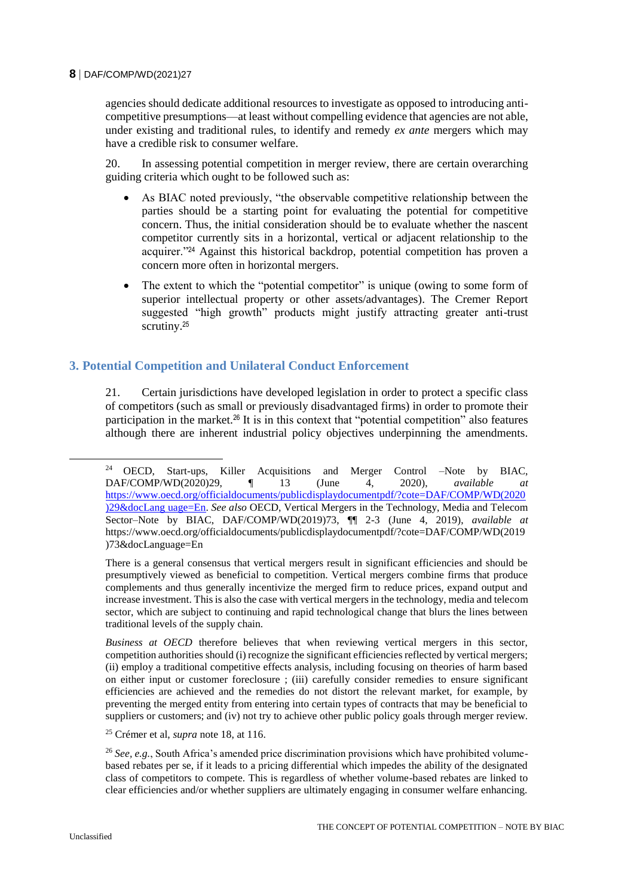agencies should dedicate additional resources to investigate as opposed to introducing anti-competitive presumptions—at least without compelling evidence that agencies are not able, under existing and traditional rules, to identify and remedy *ex ante* mergers which may have a credible risk to consumer welfare.

20. In assessing potential competition in merger review, there are certain overarching guiding criteria which ought to be followed such as:

- As BIAC noted previously, "the observable competitive relationship between the parties should be a starting point for evaluating the potential for competitive concern. Thus, the initial consideration should be to evaluate whether the nascent competitor currently sits in a horizontal, vertical or adjacent relationship to the acquirer."[24] Against this historical backdrop, potential competition has proven a concern more often in horizontal mergers.
- The extent to which the "potential competitor" is unique (owing to some form of superior intellectual property or other assets/advantages). The Cremer Report suggested "high growth" products might justify attracting greater anti-trust scrutiny.[25]

## 3. Potential Competition and Unilateral Conduct Enforcement

21. Certain jurisdictions have developed legislation in order to protect a specific class of competitors (such as small or previously disadvantaged firms) in order to promote their participation in the market.[26] It is in this context that "potential competition" also features although there are inherent industrial policy objectives underpinning the amendments.

---

[24] OECD, Start-ups, Killer Acquisitions and Merger Control –Note by BIAC, DAF/COMP/WD(2020)29, ¶ 13 (June 4, 2020), *available at* https://www.oecd.org/officialdocuments/publicdisplaydocumentpdf/?cote=DAF/COMP/WD(2020)29&docLang uage=En. *See also* OECD, Vertical Mergers in the Technology, Media and Telecom Sector–Note by BIAC, DAF/COMP/WD(2019)73, ¶¶ 2-3 (June 4, 2019), *available at* https://www.oecd.org/officialdocuments/publicdisplaydocumentpdf/?cote=DAF/COMP/WD(2019)73&docLanguage=En

There is a general consensus that vertical mergers result in significant efficiencies and should be presumptively viewed as beneficial to competition. Vertical mergers combine firms that produce complements and thus generally incentivize the merged firm to reduce prices, expand output and increase investment. This is also the case with vertical mergers in the technology, media and telecom sector, which are subject to continuing and rapid technological change that blurs the lines between traditional levels of the supply chain.

*Business at OECD* therefore believes that when reviewing vertical mergers in this sector, competition authorities should (i) recognize the significant efficiencies reflected by vertical mergers; (ii) employ a traditional competitive effects analysis, including focusing on theories of harm based on either input or customer foreclosure ; (iii) carefully consider remedies to ensure significant efficiencies are achieved and the remedies do not distort the relevant market, for example, by preventing the merged entity from entering into certain types of contracts that may be beneficial to suppliers or customers; and (iv) not try to achieve other public policy goals through merger review.

[25] Crémer et al, *supra* note 18, at 116.

[26] *See, e.g.*, South Africa's amended price discrimination provisions which have prohibited volume-based rebates per se, if it leads to a pricing differential which impedes the ability of the designated class of competitors to compete. This is regardless of whether volume-based rebates are linked to clear efficiencies and/or whether suppliers are ultimately engaging in consumer welfare enhancing.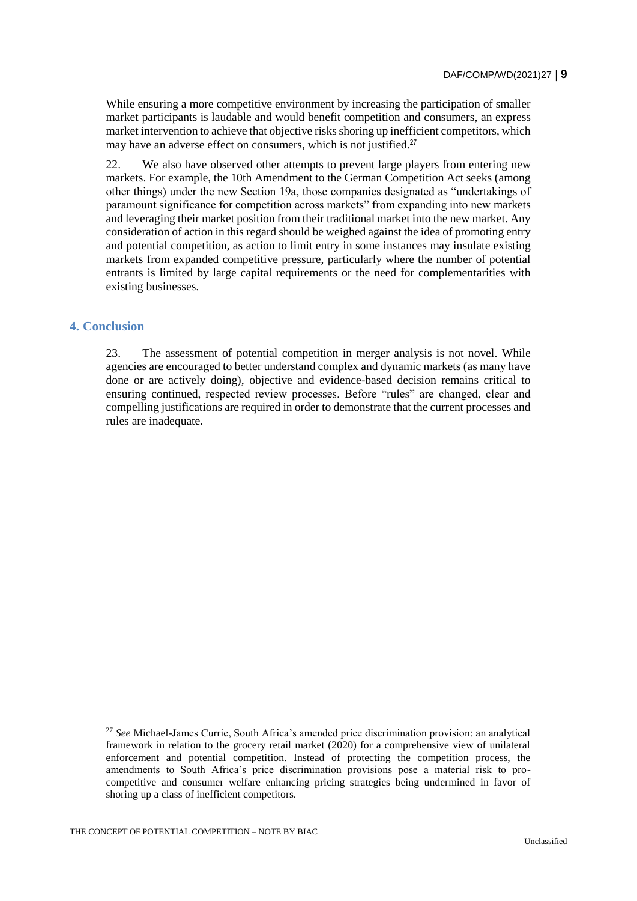While ensuring a more competitive environment by increasing the participation of smaller market participants is laudable and would benefit competition and consumers, an express market intervention to achieve that objective risks shoring up inefficient competitors, which may have an adverse effect on consumers, which is not justified.[27]

22. We also have observed other attempts to prevent large players from entering new markets. For example, the 10th Amendment to the German Competition Act seeks (among other things) under the new Section 19a, those companies designated as "undertakings of paramount significance for competition across markets" from expanding into new markets and leveraging their market position from their traditional market into the new market. Any consideration of action in this regard should be weighed against the idea of promoting entry and potential competition, as action to limit entry in some instances may insulate existing markets from expanded competitive pressure, particularly where the number of potential entrants is limited by large capital requirements or the need for complementarities with existing businesses.

## 4. Conclusion

23. The assessment of potential competition in merger analysis is not novel. While agencies are encouraged to better understand complex and dynamic markets (as many have done or are actively doing), objective and evidence-based decision remains critical to ensuring continued, respected review processes. Before "rules" are changed, clear and compelling justifications are required in order to demonstrate that the current processes and rules are inadequate.

[27] *See* Michael-James Currie, South Africa's amended price discrimination provision: an analytical framework in relation to the grocery retail market (2020) for a comprehensive view of unilateral enforcement and potential competition. Instead of protecting the competition process, the amendments to South Africa's price discrimination provisions pose a material risk to pro-competitive and consumer welfare enhancing pricing strategies being undermined in favor of shoring up a class of inefficient competitors.